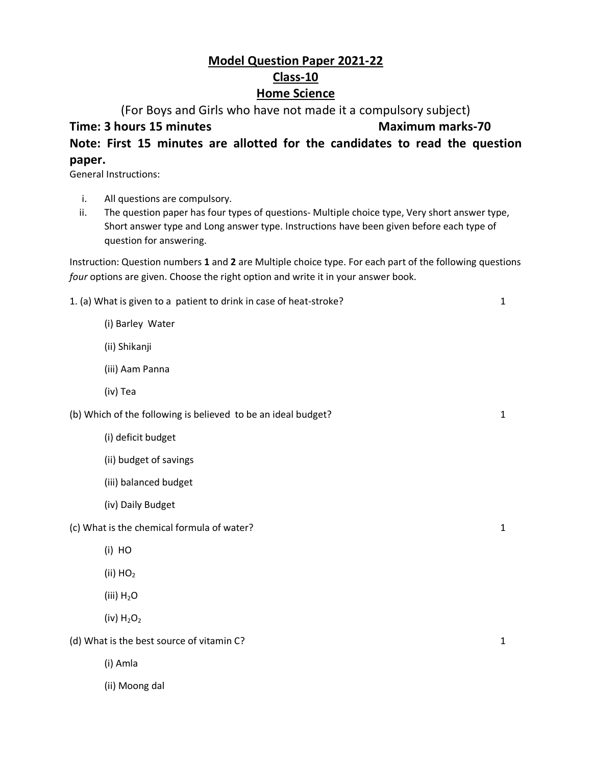# Model Question Paper 2021-22

## Class-10

## Home Science

(For Boys and Girls who have not made it a compulsory subject)

**Time: 3 hours 15 minutes** **Maximum marks-70**

**Note: First 15 minutes are allotted for the candidates to read the question paper.**

General Instructions:

i. All questions are compulsory.

ii. The question paper has four types of questions- Multiple choice type, Very short answer type, Short answer type and Long answer type. Instructions have been given before each type of question for answering.

Instruction: Question numbers **1** and **2** are Multiple choice type. For each part of the following questions *four* options are given. Choose the right option and write it in your answer book.

1. (a) What is given to a patient to drink in case of heat-stroke? 1

 (i) Barley Water

 (ii) Shikanji

 (iii) Aam Panna

 (iv) Tea

(b) Which of the following is believed to be an ideal budget? 1

 (i) deficit budget

 (ii) budget of savings

 (iii) balanced budget

 (iv) Daily Budget

(c) What is the chemical formula of water? 1

 (i) $HO$

 (ii) $HO_2$

 (iii) $H_2O$

 (iv) $H_2O_2$

(d) What is the best source of vitamin C? 1

 (i) Amla

 (ii) Moong dal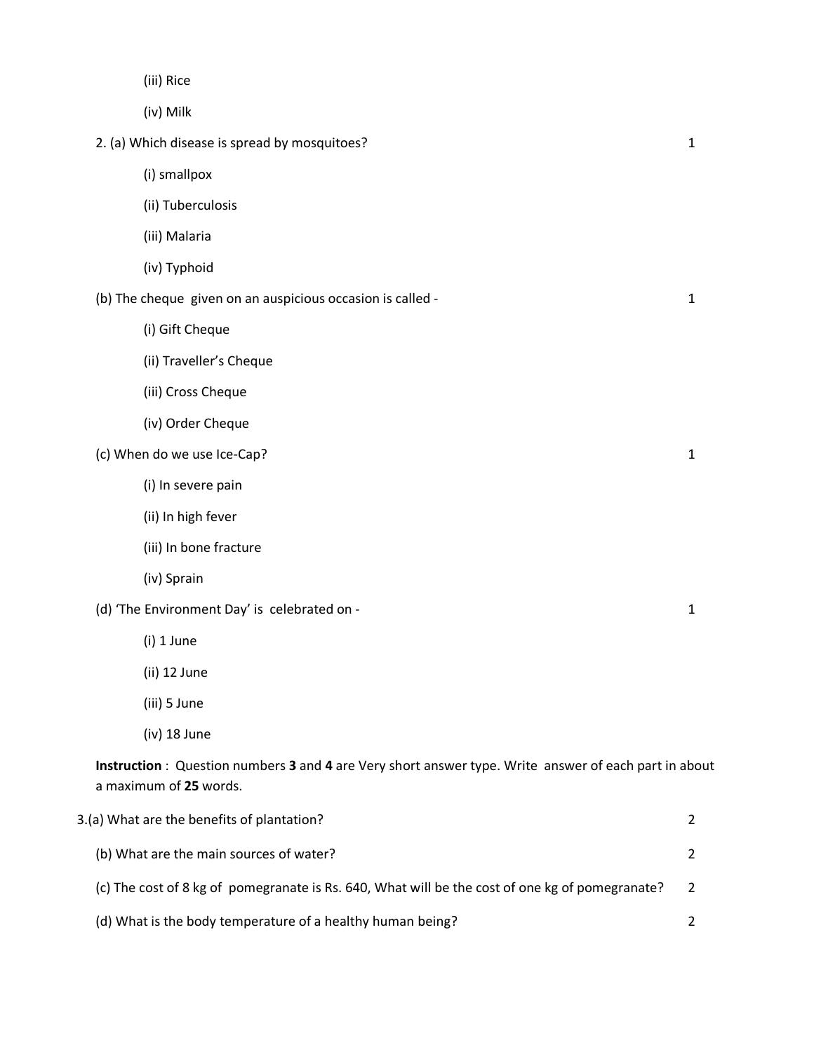(iii) Rice

(iv) Milk

2. (a) Which disease is spread by mosquitoes? 1

(i) smallpox

(ii) Tuberculosis

(iii) Malaria

(iv) Typhoid

(b) The cheque given on an auspicious occasion is called - 1

(i) Gift Cheque

(ii) Traveller's Cheque

(iii) Cross Cheque

(iv) Order Cheque

(c) When do we use Ice-Cap? 1

(i) In severe pain

(ii) In high fever

(iii) In bone fracture

(iv) Sprain

(d) 'The Environment Day' is celebrated on - 1

(i) 1 June

(ii) 12 June

(iii) 5 June

(iv) 18 June

**Instruction** : Question numbers **3** and **4** are Very short answer type. Write answer of each part in about a maximum of **25** words.

3.(a) What are the benefits of plantation? 2

(b) What are the main sources of water? 2

(c) The cost of 8 kg of pomegranate is Rs. 640, What will be the cost of one kg of pomegranate? 2

(d) What is the body temperature of a healthy human being? 2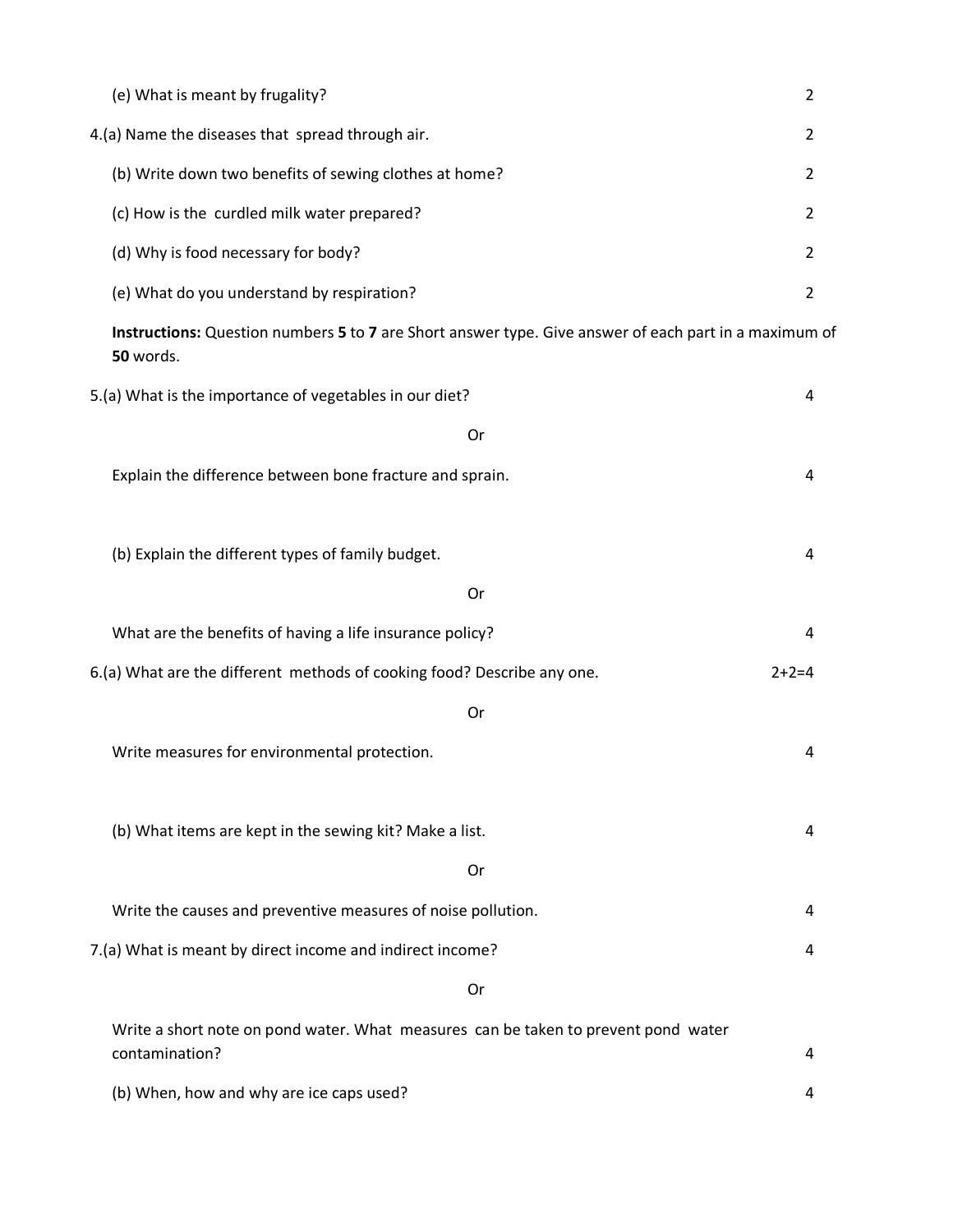(e) What is meant by frugality? 2

4.(a) Name the diseases that spread through air. 2

(b) Write down two benefits of sewing clothes at home? 2

(c) How is the curdled milk water prepared? 2

(d) Why is food necessary for body? 2

(e) What do you understand by respiration? 2

**Instructions:** Question numbers **5** to **7** are Short answer type. Give answer of each part in a maximum of **50** words.

5.(a) What is the importance of vegetables in our diet? 4

Or

Explain the difference between bone fracture and sprain. 4

(b) Explain the different types of family budget. 4

Or

What are the benefits of having a life insurance policy? 4

6.(a) What are the different methods of cooking food? Describe any one. 2+2=4

Or

Write measures for environmental protection. 4

(b) What items are kept in the sewing kit? Make a list. 4

Or

Write the causes and preventive measures of noise pollution. 4

7.(a) What is meant by direct income and indirect income? 4

Or

Write a short note on pond water. What measures can be taken to prevent pond water contamination? 4

(b) When, how and why are ice caps used? 4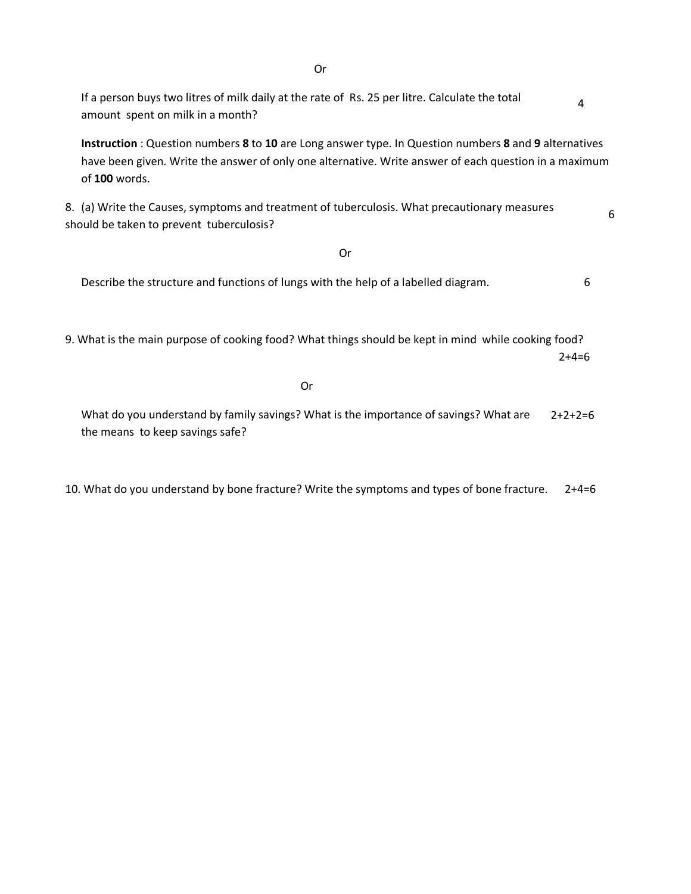Or

If a person buys two litres of milk daily at the rate of Rs. 25 per litre. Calculate the total amount spent on milk in a month? 4

**Instruction** : Question numbers **8** to **10** are Long answer type. In Question numbers **8** and **9** alternatives have been given. Write the answer of only one alternative. Write answer of each question in a maximum of **100** words.

8. (a) Write the Causes, symptoms and treatment of tuberculosis. What precautionary measures should be taken to prevent tuberculosis? 6

Or

Describe the structure and functions of lungs with the help of a labelled diagram. 6

9. What is the main purpose of cooking food? What things should be kept in mind while cooking food? 2+4=6

Or

What do you understand by family savings? What is the importance of savings? What are the means to keep savings safe? 2+2+2=6

10. What do you understand by bone fracture? Write the symptoms and types of bone fracture. 2+4=6